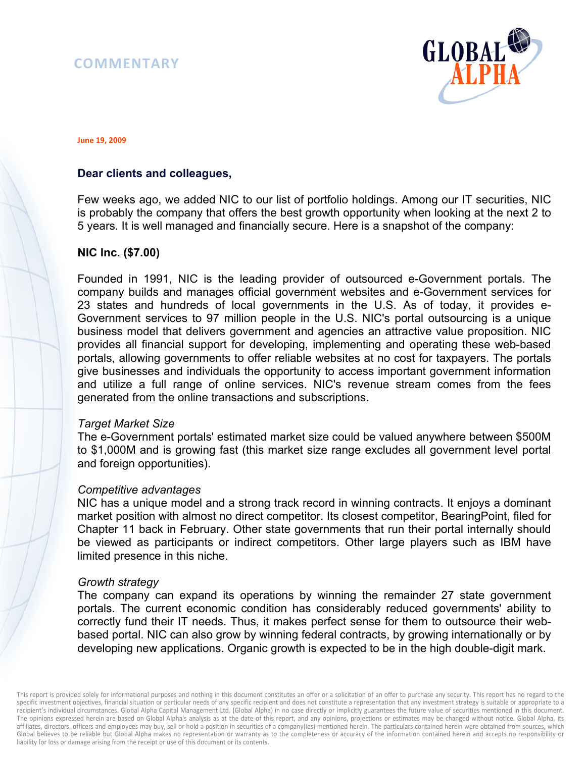COMMENTARY

June 19, 2009

**Dear clients and colleagues,**

Few weeks ago, we added NIC to our list of portfolio holdings. Among our IT securities, NIC is probably the company that offers the best growth opportunity when looking at the next 2 to 5 years. It is well managed and financially secure. Here is a snapshot of the company:

**NIC Inc. ($7.00)**

Founded in 1991, NIC is the leading provider of outsourced e-Government portals. The company builds and manages official government websites and e-Government services for 23 states and hundreds of local governments in the U.S. As of today, it provides e-Government services to 97 million people in the U.S. NIC's portal outsourcing is a unique business model that delivers government and agencies an attractive value proposition. NIC provides all financial support for developing, implementing and operating these web-based portals, allowing governments to offer reliable websites at no cost for taxpayers. The portals give businesses and individuals the opportunity to access important government information and utilize a full range of online services. NIC's revenue stream comes from the fees generated from the online transactions and subscriptions.

*Target Market Size*
The e-Government portals' estimated market size could be valued anywhere between $500M to $1,000M and is growing fast (this market size range excludes all government level portal and foreign opportunities).

*Competitive advantages*
NIC has a unique model and a strong track record in winning contracts. It enjoys a dominant market position with almost no direct competitor. Its closest competitor, BearingPoint, filed for Chapter 11 back in February. Other state governments that run their portal internally should be viewed as participants or indirect competitors. Other large players such as IBM have limited presence in this niche.

*Growth strategy*
The company can expand its operations by winning the remainder 27 state government portals. The current economic condition has considerably reduced governments' ability to correctly fund their IT needs. Thus, it makes perfect sense for them to outsource their web-based portal. NIC can also grow by winning federal contracts, by growing internationally or by developing new applications. Organic growth is expected to be in the high double-digit mark.

This report is provided solely for informational purposes and nothing in this document constitutes an offer or a solicitation of an offer to purchase any security. This report has no regard to the specific investment objectives, financial situation or particular needs of any specific recipient and does not constitute a representation that any investment strategy is suitable or appropriate to a recipient's individual circumstances. Global Alpha Capital Management Ltd. (Global Alpha) in no case directly or implicitly guarantees the future value of securities mentioned in this document. The opinions expressed herein are based on Global Alpha's analysis as at the date of this report, and any opinions, projections or estimates may be changed without notice. Global Alpha, its affiliates, directors, officers and employees may buy, sell or hold a position in securities of a company(ies) mentioned herein. The particulars contained herein were obtained from sources, which Global believes to be reliable but Global Alpha makes no representation or warranty as to the completeness or accuracy of the information contained herein and accepts no responsibility or liability for loss or damage arising from the receipt or use of this document or its contents.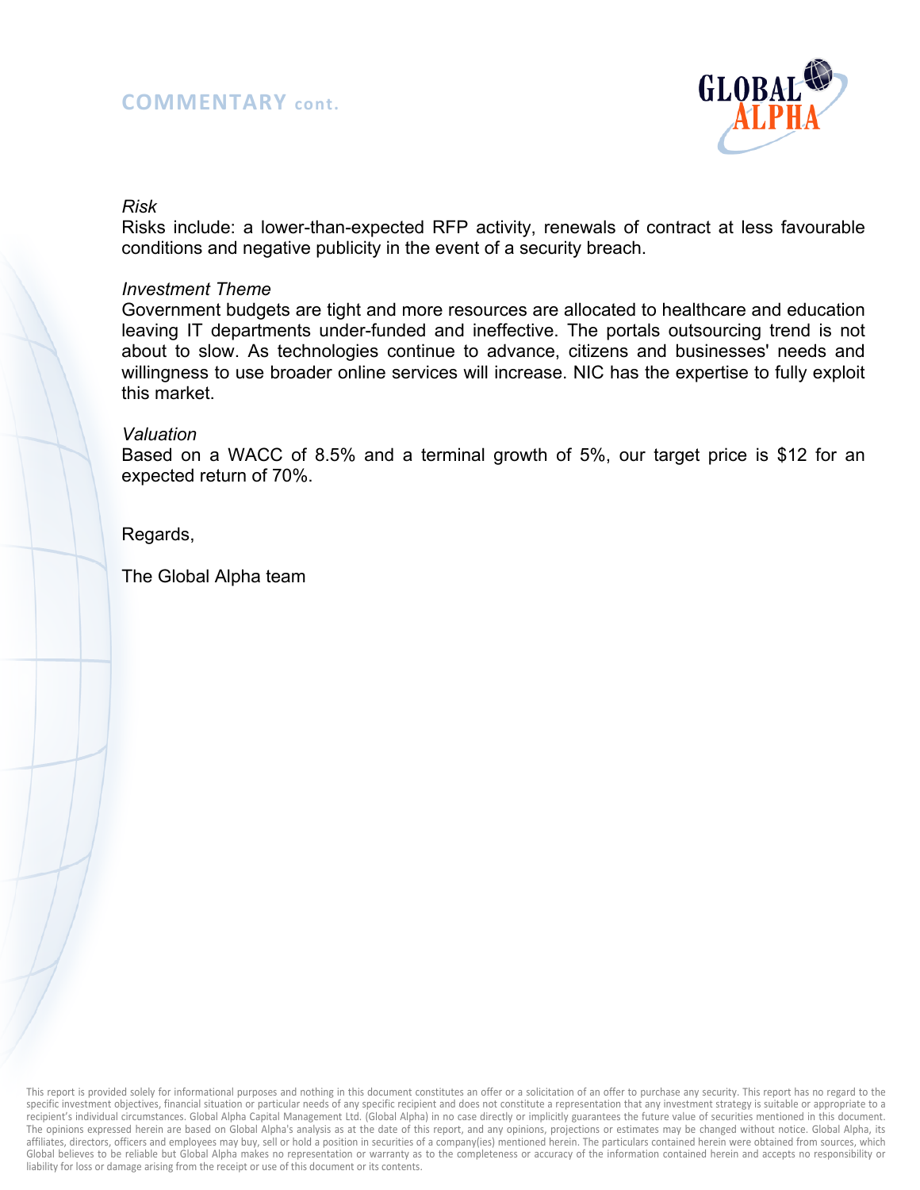*Risk*

Risks include: a lower-than-expected RFP activity, renewals of contract at less favourable conditions and negative publicity in the event of a security breach.

*Investment Theme*

Government budgets are tight and more resources are allocated to healthcare and education leaving IT departments under-funded and ineffective. The portals outsourcing trend is not about to slow. As technologies continue to advance, citizens and businesses' needs and willingness to use broader online services will increase. NIC has the expertise to fully exploit this market.

*Valuation*

Based on a WACC of 8.5% and a terminal growth of 5%, our target price is $12 for an expected return of 70%.

Regards,

The Global Alpha team

This report is provided solely for informational purposes and nothing in this document constitutes an offer or a solicitation of an offer to purchase any security. This report has no regard to the specific investment objectives, financial situation or particular needs of any specific recipient and does not constitute a representation that any investment strategy is suitable or appropriate to a recipient's individual circumstances. Global Alpha Capital Management Ltd. (Global Alpha) in no case directly or implicitly guarantees the future value of securities mentioned in this document. The opinions expressed herein are based on Global Alpha's analysis as at the date of this report, and any opinions, projections or estimates may be changed without notice. Global Alpha, its affiliates, directors, officers and employees may buy, sell or hold a position in securities of a company(ies) mentioned herein. The particulars contained herein were obtained from sources, which Global believes to be reliable but Global Alpha makes no representation or warranty as to the completeness or accuracy of the information contained herein and accepts no responsibility or liability for loss or damage arising from the receipt or use of this document or its contents.